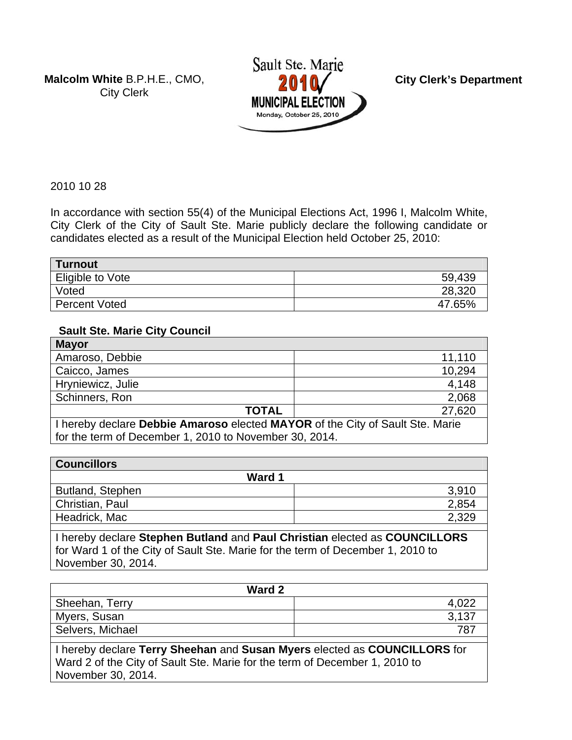**Malcolm White** B.P.H.E., CMO,
City Clerk

Sault Ste. Marie 2010 MUNICIPAL ELECTION
Monday, October 25, 2010

**City Clerk's Department**

2010 10 28

In accordance with section 55(4) of the Municipal Elections Act, 1996 I, Malcolm White, City Clerk of the City of Sault Ste. Marie publicly declare the following candidate or candidates elected as a result of the Municipal Election held October 25, 2010:

| **Turnout** | |
|---|---|
| Eligible to Vote | 59,439 |
| Voted | 28,320 |
| Percent Voted | 47.65% |

## Sault Ste. Marie City Council

| **Mayor** | |
|---|---|
| Amaroso, Debbie | 11,110 |
| Caicco, James | 10,294 |
| Hryniewicz, Julie | 4,148 |
| Schinners, Ron | 2,068 |
| **TOTAL** | 27,620 |

I hereby declare **Debbie Amaroso** elected **MAYOR** of the City of Sault Ste. Marie for the term of December 1, 2010 to November 30, 2014.

| **Councillors** | |
|---|---|
| **Ward 1** | |
| Butland, Stephen | 3,910 |
| Christian, Paul | 2,854 |
| Headrick, Mac | 2,329 |

I hereby declare **Stephen Butland** and **Paul Christian** elected as **COUNCILLORS** for Ward 1 of the City of Sault Ste. Marie for the term of December 1, 2010 to November 30, 2014.

| **Ward 2** | |
|---|---|
| Sheehan, Terry | 4,022 |
| Myers, Susan | 3,137 |
| Selvers, Michael | 787 |

I hereby declare **Terry Sheehan** and **Susan Myers** elected as **COUNCILLORS** for Ward 2 of the City of Sault Ste. Marie for the term of December 1, 2010 to November 30, 2014.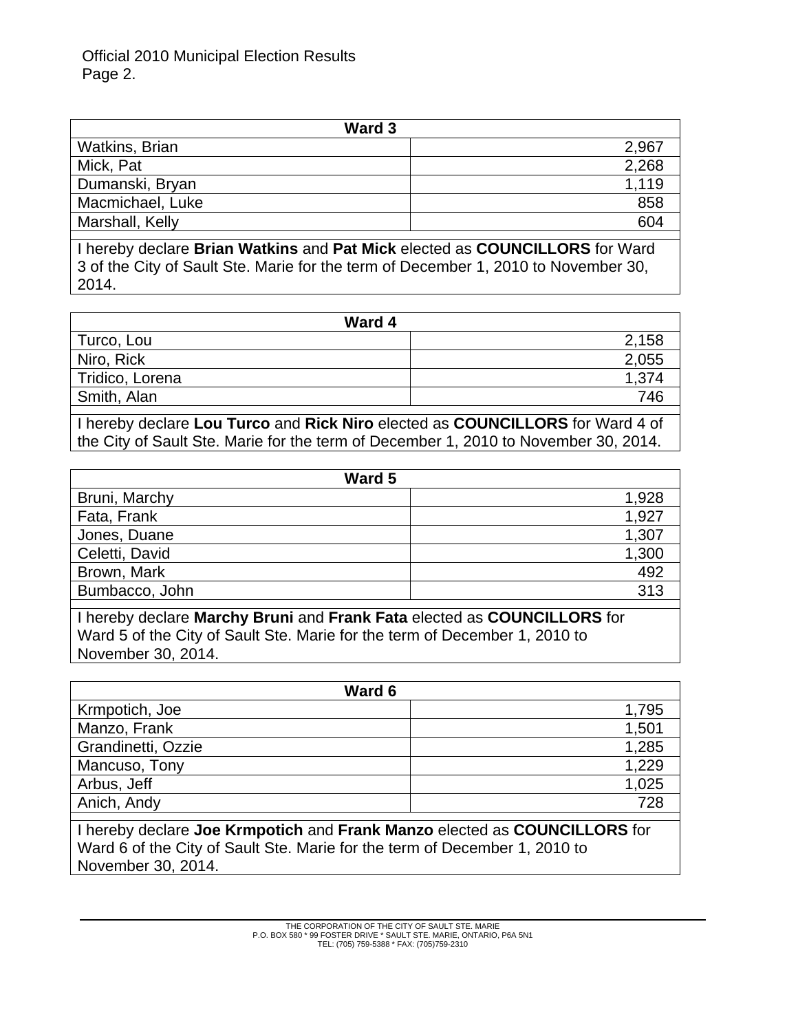Official 2010 Municipal Election Results
Page 2.

| Ward 3 | |
|---|---|
| Watkins, Brian | 2,967 |
| Mick, Pat | 2,268 |
| Dumanski, Bryan | 1,119 |
| Macmichael, Luke | 858 |
| Marshall, Kelly | 604 |

I hereby declare **Brian Watkins** and **Pat Mick** elected as **COUNCILLORS** for Ward 3 of the City of Sault Ste. Marie for the term of December 1, 2010 to November 30, 2014.

| Ward 4 | |
|---|---|
| Turco, Lou | 2,158 |
| Niro, Rick | 2,055 |
| Tridico, Lorena | 1,374 |
| Smith, Alan | 746 |

I hereby declare **Lou Turco** and **Rick Niro** elected as **COUNCILLORS** for Ward 4 of the City of Sault Ste. Marie for the term of December 1, 2010 to November 30, 2014.

| Ward 5 | |
|---|---|
| Bruni, Marchy | 1,928 |
| Fata, Frank | 1,927 |
| Jones, Duane | 1,307 |
| Celetti, David | 1,300 |
| Brown, Mark | 492 |
| Bumbacco, John | 313 |

I hereby declare **Marchy Bruni** and **Frank Fata** elected as **COUNCILLORS** for Ward 5 of the City of Sault Ste. Marie for the term of December 1, 2010 to November 30, 2014.

| Ward 6 | |
|---|---|
| Krmpotich, Joe | 1,795 |
| Manzo, Frank | 1,501 |
| Grandinetti, Ozzie | 1,285 |
| Mancuso, Tony | 1,229 |
| Arbus, Jeff | 1,025 |
| Anich, Andy | 728 |

I hereby declare **Joe Krmpotich** and **Frank Manzo** elected as **COUNCILLORS** for Ward 6 of the City of Sault Ste. Marie for the term of December 1, 2010 to November 30, 2014.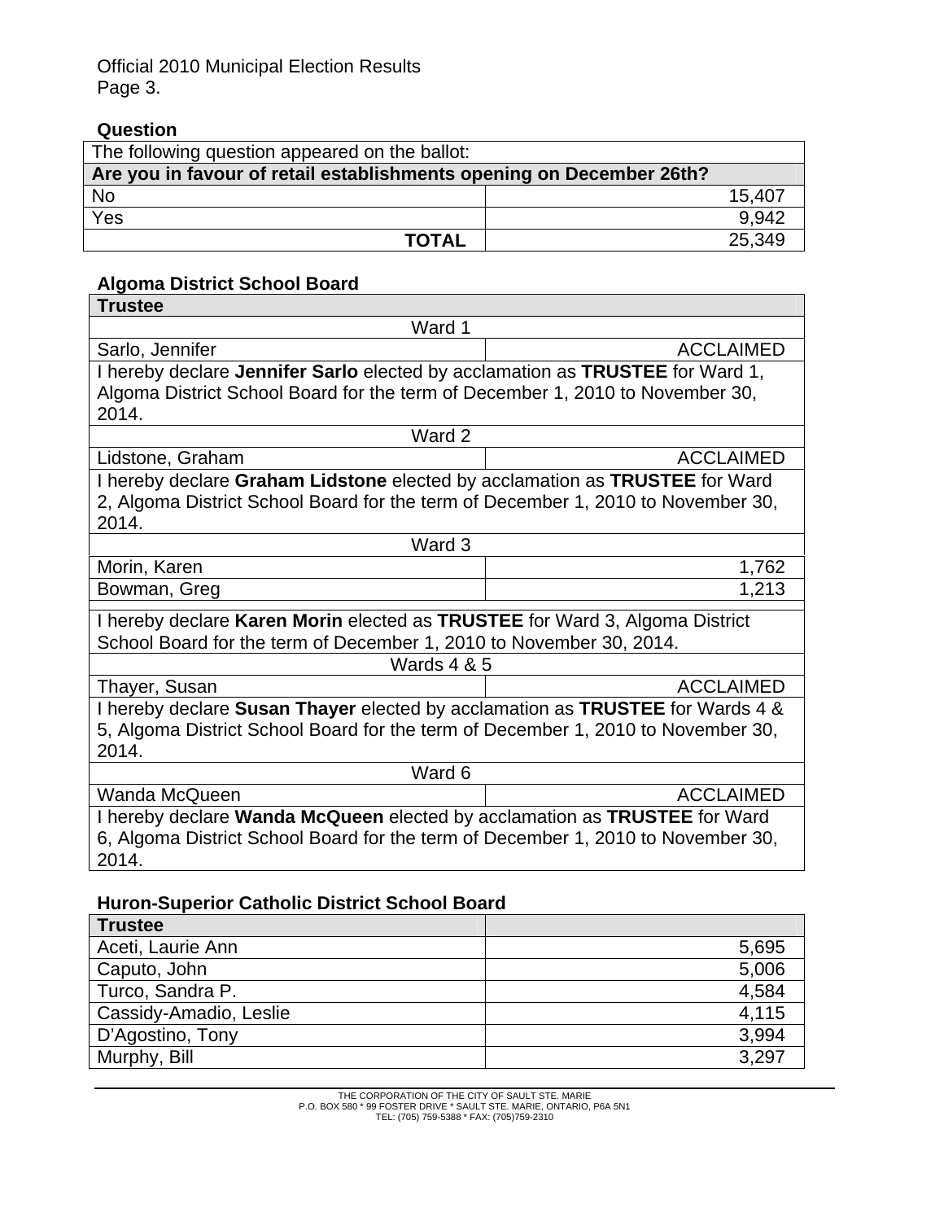Official 2010 Municipal Election Results
Page 3.

**Question**

| The following question appeared on the ballot: | |
|---|---|
| **Are you in favour of retail establishments opening on December 26th?** | |
| No | 15,407 |
| Yes | 9,942 |
| **TOTAL** | 25,349 |

**Algoma District School Board**

| **Trustee** | |
|---|---|
| Ward 1 | |
| Sarlo, Jennifer | ACCLAIMED |
| I hereby declare **Jennifer Sarlo** elected by acclamation as **TRUSTEE** for Ward 1, Algoma District School Board for the term of December 1, 2010 to November 30, 2014. | |
| Ward 2 | |
| Lidstone, Graham | ACCLAIMED |
| I hereby declare **Graham Lidstone** elected by acclamation as **TRUSTEE** for Ward 2, Algoma District School Board for the term of December 1, 2010 to November 30, 2014. | |
| Ward 3 | |
| Morin, Karen | 1,762 |
| Bowman, Greg | 1,213 |
| I hereby declare **Karen Morin** elected as **TRUSTEE** for Ward 3, Algoma District School Board for the term of December 1, 2010 to November 30, 2014. | |
| Wards 4 & 5 | |
| Thayer, Susan | ACCLAIMED |
| I hereby declare **Susan Thayer** elected by acclamation as **TRUSTEE** for Wards 4 & 5, Algoma District School Board for the term of December 1, 2010 to November 30, 2014. | |
| Ward 6 | |
| Wanda McQueen | ACCLAIMED |
| I hereby declare **Wanda McQueen** elected by acclamation as **TRUSTEE** for Ward 6, Algoma District School Board for the term of December 1, 2010 to November 30, 2014. | |

**Huron-Superior Catholic District School Board**

| **Trustee** | |
|---|---|
| Aceti, Laurie Ann | 5,695 |
| Caputo, John | 5,006 |
| Turco, Sandra P. | 4,584 |
| Cassidy-Amadio, Leslie | 4,115 |
| D'Agostino, Tony | 3,994 |
| Murphy, Bill | 3,297 |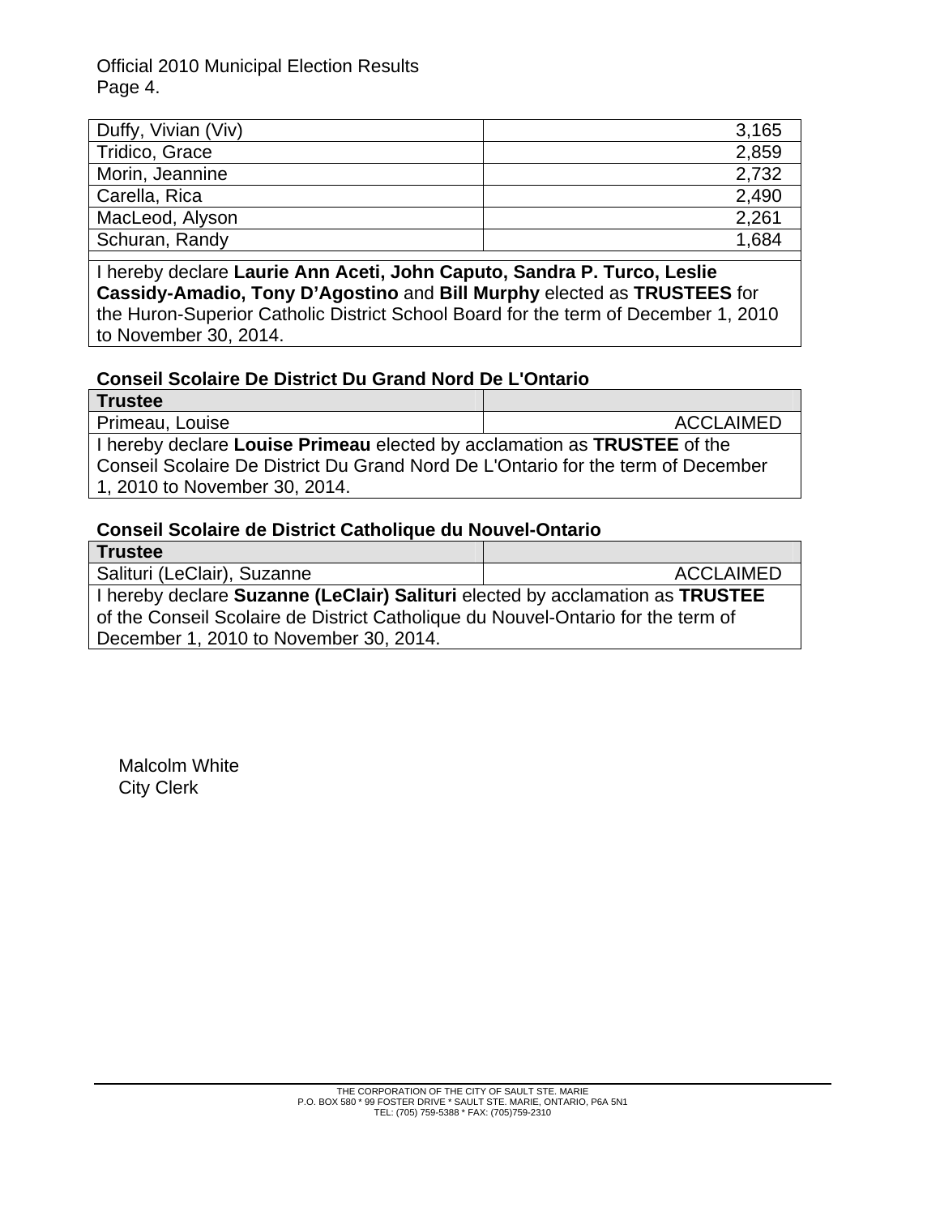| | |
|---|---|
| Duffy, Vivian (Viv) | 3,165 |
| Tridico, Grace | 2,859 |
| Morin, Jeannine | 2,732 |
| Carella, Rica | 2,490 |
| MacLeod, Alyson | 2,261 |
| Schuran, Randy | 1,684 |

I hereby declare **Laurie Ann Aceti, John Caputo, Sandra P. Turco, Leslie Cassidy-Amadio, Tony D'Agostino** and **Bill Murphy** elected as **TRUSTEES** for the Huron-Superior Catholic District School Board for the term of December 1, 2010 to November 30, 2014.

### Conseil Scolaire De District Du Grand Nord De L'Ontario

| Trustee | |
|---|---|
| Primeau, Louise | ACCLAIMED |

I hereby declare **Louise Primeau** elected by acclamation as **TRUSTEE** of the Conseil Scolaire De District Du Grand Nord De L'Ontario for the term of December 1, 2010 to November 30, 2014.

### Conseil Scolaire de District Catholique du Nouvel-Ontario

| Trustee | |
|---|---|
| Salituri (LeClair), Suzanne | ACCLAIMED |

I hereby declare **Suzanne (LeClair) Salituri** elected by acclamation as **TRUSTEE** of the Conseil Scolaire de District Catholique du Nouvel-Ontario for the term of December 1, 2010 to November 30, 2014.

Malcolm White
City Clerk

THE CORPORATION OF THE CITY OF SAULT STE. MARIE
P.O. BOX 580 * 99 FOSTER DRIVE * SAULT STE. MARIE, ONTARIO, P6A 5N1
TEL: (705) 759-5388 * FAX: (705)759-2310